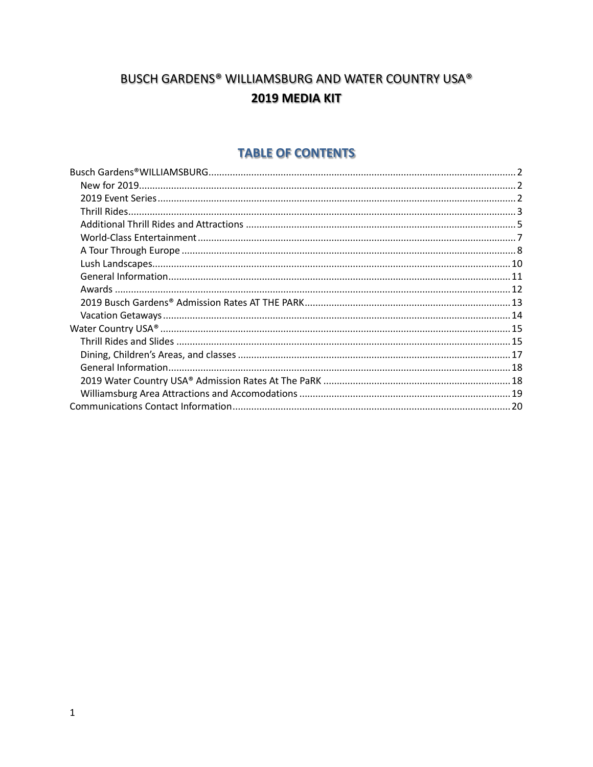# BUSCH GARDENS® WILLIAMSBURG AND WATER COUNTRY USA®

## 2019 MEDIA KIT

## TABLE OF CONTENTS

Busch Gardens®WILLIAMSBURG .................................................. 2
- New for 2019 .................................................. 2
- 2019 Event Series .................................................. 2
- Thrill Rides .................................................. 3
- Additional Thrill Rides and Attractions .................................................. 5
- World-Class Entertainment .................................................. 7
- A Tour Through Europe .................................................. 8
- Lush Landscapes .................................................. 10
- General Information .................................................. 11
- Awards .................................................. 12
- 2019 Busch Gardens® Admission Rates AT THE PARK .................................................. 13
- Vacation Getaways .................................................. 14

Water Country USA® .................................................. 15
- Thrill Rides and Slides .................................................. 15
- Dining, Children's Areas, and classes .................................................. 17
- General Information .................................................. 18
- 2019 Water Country USA® Admission Rates At The PaRK .................................................. 18
- Williamsburg Area Attractions and Accomodations .................................................. 19

Communications Contact Information .................................................. 20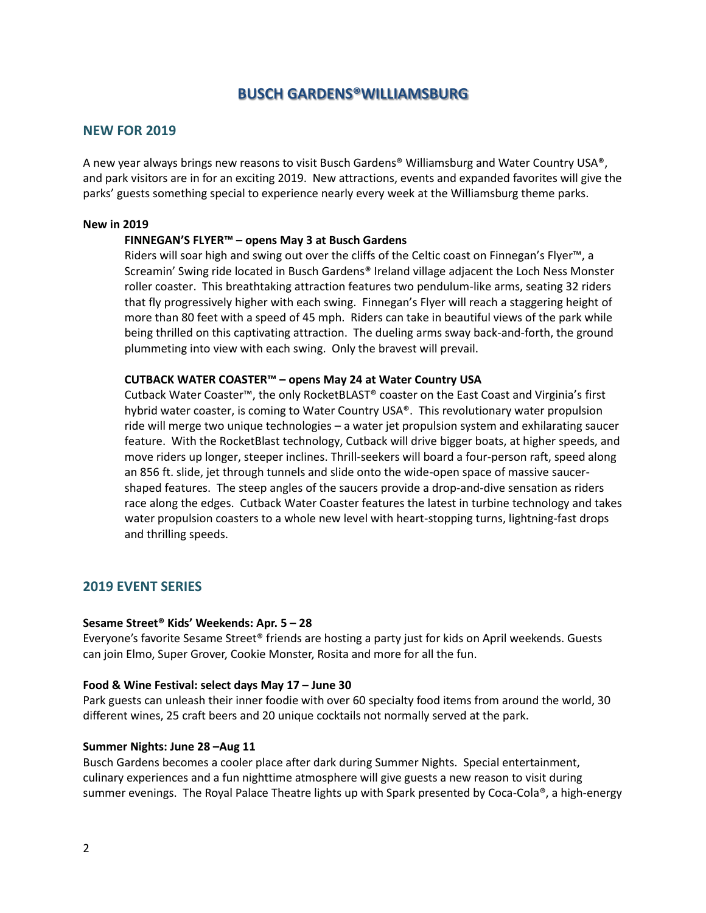# BUSCH GARDENS® WILLIAMSBURG

## NEW FOR 2019

A new year always brings new reasons to visit Busch Gardens® Williamsburg and Water Country USA®, and park visitors are in for an exciting 2019. New attractions, events and expanded favorites will give the parks' guests something special to experience nearly every week at the Williamsburg theme parks.

**New in 2019**

**FINNEGAN'S FLYER™ – opens May 3 at Busch Gardens**

Riders will soar high and swing out over the cliffs of the Celtic coast on Finnegan's Flyer™, a Screamin' Swing ride located in Busch Gardens® Ireland village adjacent the Loch Ness Monster roller coaster. This breathtaking attraction features two pendulum-like arms, seating 32 riders that fly progressively higher with each swing. Finnegan's Flyer will reach a staggering height of more than 80 feet with a speed of 45 mph. Riders can take in beautiful views of the park while being thrilled on this captivating attraction. The dueling arms sway back-and-forth, the ground plummeting into view with each swing. Only the bravest will prevail.

**CUTBACK WATER COASTER™ – opens May 24 at Water Country USA**

Cutback Water Coaster™, the only RocketBLAST® coaster on the East Coast and Virginia's first hybrid water coaster, is coming to Water Country USA®. This revolutionary water propulsion ride will merge two unique technologies – a water jet propulsion system and exhilarating saucer feature. With the RocketBlast technology, Cutback will drive bigger boats, at higher speeds, and move riders up longer, steeper inclines. Thrill-seekers will board a four-person raft, speed along an 856 ft. slide, jet through tunnels and slide onto the wide-open space of massive saucer-shaped features. The steep angles of the saucers provide a drop-and-dive sensation as riders race along the edges. Cutback Water Coaster features the latest in turbine technology and takes water propulsion coasters to a whole new level with heart-stopping turns, lightning-fast drops and thrilling speeds.

## 2019 EVENT SERIES

**Sesame Street® Kids' Weekends: Apr. 5 – 28**

Everyone's favorite Sesame Street® friends are hosting a party just for kids on April weekends. Guests can join Elmo, Super Grover, Cookie Monster, Rosita and more for all the fun.

**Food & Wine Festival: select days May 17 – June 30**

Park guests can unleash their inner foodie with over 60 specialty food items from around the world, 30 different wines, 25 craft beers and 20 unique cocktails not normally served at the park.

**Summer Nights: June 28 –Aug 11**

Busch Gardens becomes a cooler place after dark during Summer Nights. Special entertainment, culinary experiences and a fun nighttime atmosphere will give guests a new reason to visit during summer evenings. The Royal Palace Theatre lights up with Spark presented by Coca-Cola®, a high-energy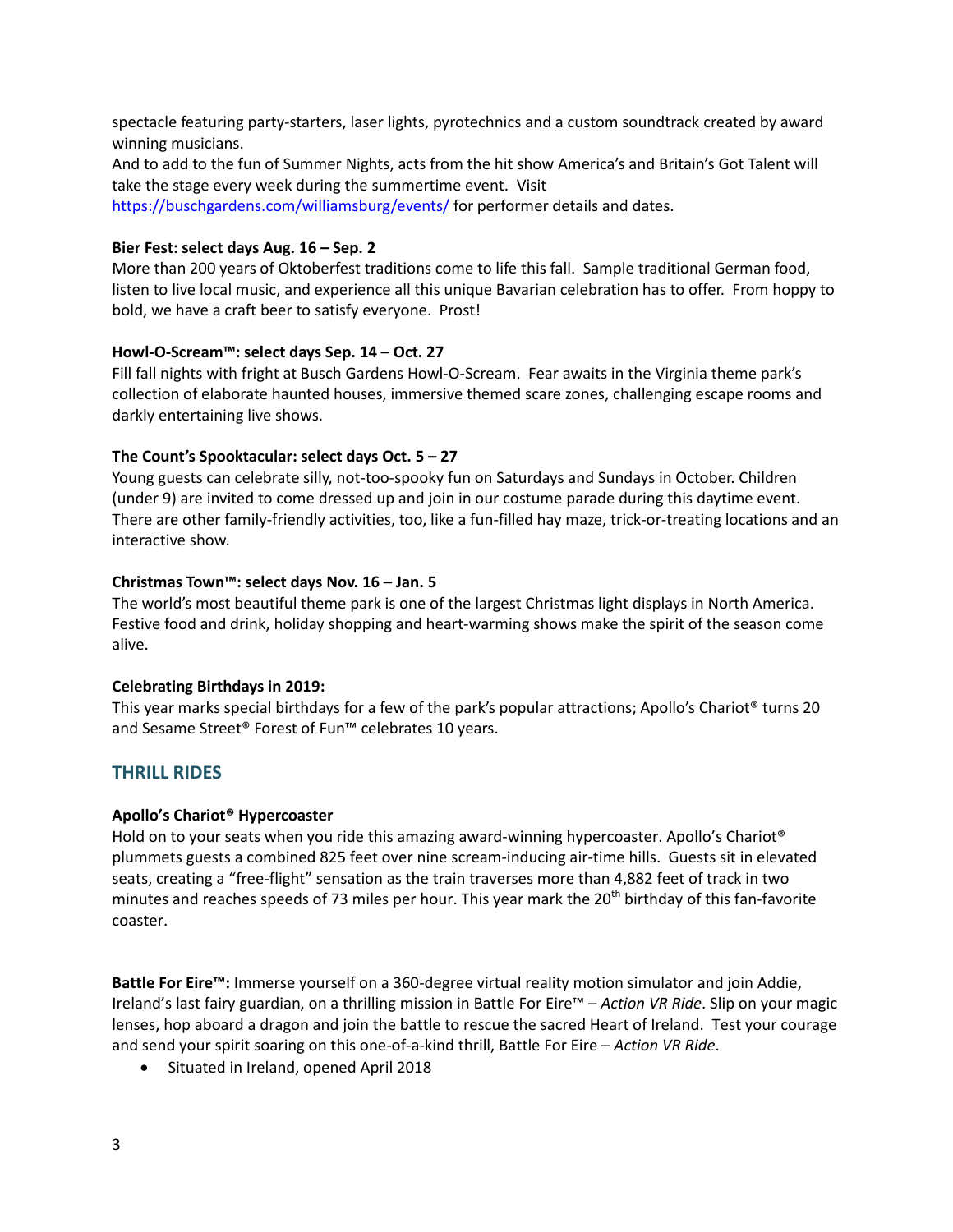spectacle featuring party-starters, laser lights, pyrotechnics and a custom soundtrack created by award winning musicians.
And to add to the fun of Summer Nights, acts from the hit show America's and Britain's Got Talent will take the stage every week during the summertime event. Visit https://buschgardens.com/williamsburg/events/ for performer details and dates.

**Bier Fest: select days Aug. 16 – Sep. 2**
More than 200 years of Oktoberfest traditions come to life this fall. Sample traditional German food, listen to live local music, and experience all this unique Bavarian celebration has to offer. From hoppy to bold, we have a craft beer to satisfy everyone. Prost!

**Howl-O-Scream™: select days Sep. 14 – Oct. 27**
Fill fall nights with fright at Busch Gardens Howl-O-Scream. Fear awaits in the Virginia theme park's collection of elaborate haunted houses, immersive themed scare zones, challenging escape rooms and darkly entertaining live shows.

**The Count's Spooktacular: select days Oct. 5 – 27**
Young guests can celebrate silly, not-too-spooky fun on Saturdays and Sundays in October. Children (under 9) are invited to come dressed up and join in our costume parade during this daytime event. There are other family-friendly activities, too, like a fun-filled hay maze, trick-or-treating locations and an interactive show.

**Christmas Town™: select days Nov. 16 – Jan. 5**
The world's most beautiful theme park is one of the largest Christmas light displays in North America. Festive food and drink, holiday shopping and heart-warming shows make the spirit of the season come alive.

**Celebrating Birthdays in 2019:**
This year marks special birthdays for a few of the park's popular attractions; Apollo's Chariot® turns 20 and Sesame Street® Forest of Fun™ celebrates 10 years.

## THRILL RIDES

**Apollo's Chariot® Hypercoaster**
Hold on to your seats when you ride this amazing award-winning hypercoaster. Apollo's Chariot® plummets guests a combined 825 feet over nine scream-inducing air-time hills. Guests sit in elevated seats, creating a "free-flight" sensation as the train traverses more than 4,882 feet of track in two minutes and reaches speeds of 73 miles per hour. This year mark the 20th birthday of this fan-favorite coaster.

**Battle For Eire™:** Immerse yourself on a 360-degree virtual reality motion simulator and join Addie, Ireland's last fairy guardian, on a thrilling mission in Battle For Eire™ – *Action VR Ride*. Slip on your magic lenses, hop aboard a dragon and join the battle to rescue the sacred Heart of Ireland. Test your courage and send your spirit soaring on this one-of-a-kind thrill, Battle For Eire – *Action VR Ride*.

- Situated in Ireland, opened April 2018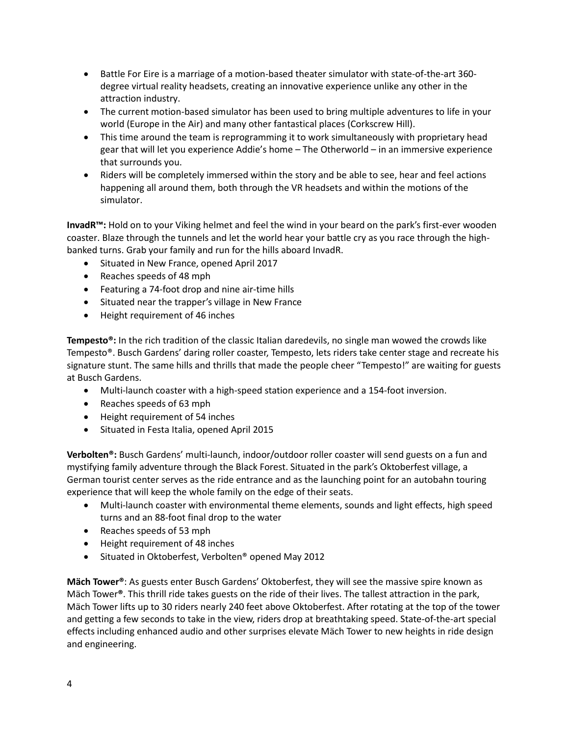- Battle For Eire is a marriage of a motion-based theater simulator with state-of-the-art 360-degree virtual reality headsets, creating an innovative experience unlike any other in the attraction industry.
- The current motion-based simulator has been used to bring multiple adventures to life in your world (Europe in the Air) and many other fantastical places (Corkscrew Hill).
- This time around the team is reprogramming it to work simultaneously with proprietary head gear that will let you experience Addie's home – The Otherworld – in an immersive experience that surrounds you.
- Riders will be completely immersed within the story and be able to see, hear and feel actions happening all around them, both through the VR headsets and within the motions of the simulator.

**InvadR™:** Hold on to your Viking helmet and feel the wind in your beard on the park's first-ever wooden coaster. Blaze through the tunnels and let the world hear your battle cry as you race through the high-banked turns. Grab your family and run for the hills aboard InvadR.

- Situated in New France, opened April 2017
- Reaches speeds of 48 mph
- Featuring a 74-foot drop and nine air-time hills
- Situated near the trapper's village in New France
- Height requirement of 46 inches

**Tempesto®:** In the rich tradition of the classic Italian daredevils, no single man wowed the crowds like Tempesto®. Busch Gardens' daring roller coaster, Tempesto, lets riders take center stage and recreate his signature stunt. The same hills and thrills that made the people cheer "Tempesto!" are waiting for guests at Busch Gardens.

- Multi-launch coaster with a high-speed station experience and a 154-foot inversion.
- Reaches speeds of 63 mph
- Height requirement of 54 inches
- Situated in Festa Italia, opened April 2015

**Verbolten®:** Busch Gardens' multi-launch, indoor/outdoor roller coaster will send guests on a fun and mystifying family adventure through the Black Forest. Situated in the park's Oktoberfest village, a German tourist center serves as the ride entrance and as the launching point for an autobahn touring experience that will keep the whole family on the edge of their seats.

- Multi-launch coaster with environmental theme elements, sounds and light effects, high speed turns and an 88-foot final drop to the water
- Reaches speeds of 53 mph
- Height requirement of 48 inches
- Situated in Oktoberfest, Verbolten® opened May 2012

**Mäch Tower®**: As guests enter Busch Gardens' Oktoberfest, they will see the massive spire known as Mäch Tower®. This thrill ride takes guests on the ride of their lives. The tallest attraction in the park, Mäch Tower lifts up to 30 riders nearly 240 feet above Oktoberfest. After rotating at the top of the tower and getting a few seconds to take in the view, riders drop at breathtaking speed. State-of-the-art special effects including enhanced audio and other surprises elevate Mäch Tower to new heights in ride design and engineering.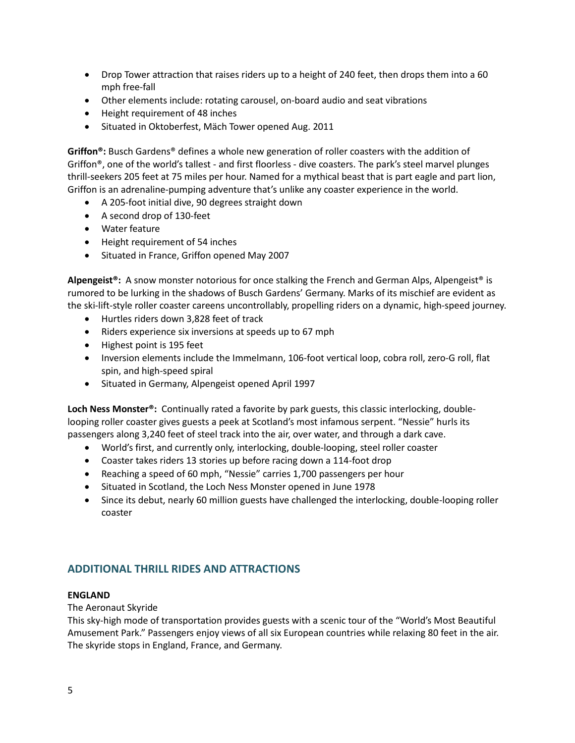- Drop Tower attraction that raises riders up to a height of 240 feet, then drops them into a 60 mph free-fall
- Other elements include: rotating carousel, on-board audio and seat vibrations
- Height requirement of 48 inches
- Situated in Oktoberfest, Mäch Tower opened Aug. 2011

**Griffon®:** Busch Gardens® defines a whole new generation of roller coasters with the addition of Griffon®, one of the world's tallest - and first floorless - dive coasters. The park's steel marvel plunges thrill-seekers 205 feet at 75 miles per hour. Named for a mythical beast that is part eagle and part lion, Griffon is an adrenaline-pumping adventure that's unlike any coaster experience in the world.

- A 205-foot initial dive, 90 degrees straight down
- A second drop of 130-feet
- Water feature
- Height requirement of 54 inches
- Situated in France, Griffon opened May 2007

**Alpengeist®:** A snow monster notorious for once stalking the French and German Alps, Alpengeist® is rumored to be lurking in the shadows of Busch Gardens' Germany. Marks of its mischief are evident as the ski-lift-style roller coaster careens uncontrollably, propelling riders on a dynamic, high-speed journey.

- Hurtles riders down 3,828 feet of track
- Riders experience six inversions at speeds up to 67 mph
- Highest point is 195 feet
- Inversion elements include the Immelmann, 106-foot vertical loop, cobra roll, zero-G roll, flat spin, and high-speed spiral
- Situated in Germany, Alpengeist opened April 1997

**Loch Ness Monster®:** Continually rated a favorite by park guests, this classic interlocking, double-looping roller coaster gives guests a peek at Scotland's most infamous serpent. "Nessie" hurls its passengers along 3,240 feet of steel track into the air, over water, and through a dark cave.

- World's first, and currently only, interlocking, double-looping, steel roller coaster
- Coaster takes riders 13 stories up before racing down a 114-foot drop
- Reaching a speed of 60 mph, "Nessie" carries 1,700 passengers per hour
- Situated in Scotland, the Loch Ness Monster opened in June 1978
- Since its debut, nearly 60 million guests have challenged the interlocking, double-looping roller coaster

## ADDITIONAL THRILL RIDES AND ATTRACTIONS

**ENGLAND**

The Aeronaut Skyride

This sky-high mode of transportation provides guests with a scenic tour of the "World's Most Beautiful Amusement Park." Passengers enjoy views of all six European countries while relaxing 80 feet in the air. The skyride stops in England, France, and Germany.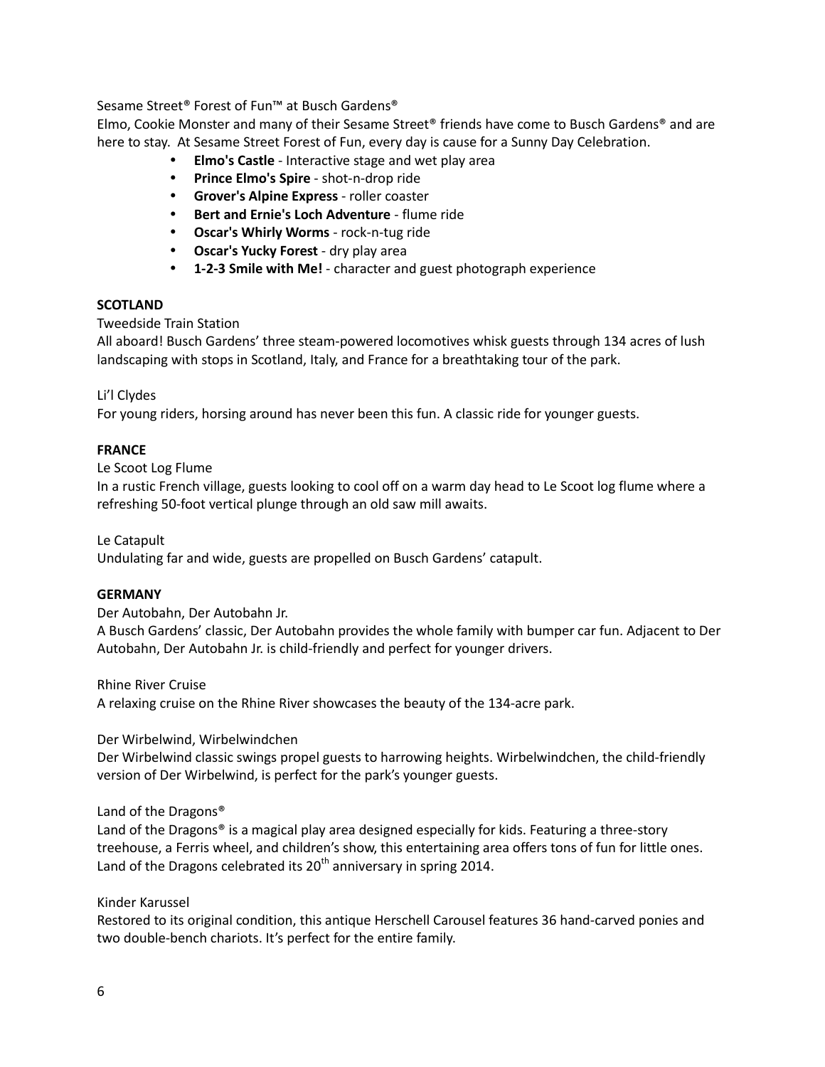Sesame Street® Forest of Fun™ at Busch Gardens®

Elmo, Cookie Monster and many of their Sesame Street® friends have come to Busch Gardens® and are here to stay. At Sesame Street Forest of Fun, every day is cause for a Sunny Day Celebration.

- **Elmo's Castle** - Interactive stage and wet play area
- **Prince Elmo's Spire** - shot-n-drop ride
- **Grover's Alpine Express** - roller coaster
- **Bert and Ernie's Loch Adventure** - flume ride
- **Oscar's Whirly Worms** - rock-n-tug ride
- **Oscar's Yucky Forest** - dry play area
- **1-2-3 Smile with Me!** - character and guest photograph experience

**SCOTLAND**

Tweedside Train Station

All aboard! Busch Gardens' three steam-powered locomotives whisk guests through 134 acres of lush landscaping with stops in Scotland, Italy, and France for a breathtaking tour of the park.

Li'l Clydes

For young riders, horsing around has never been this fun. A classic ride for younger guests.

**FRANCE**

Le Scoot Log Flume

In a rustic French village, guests looking to cool off on a warm day head to Le Scoot log flume where a refreshing 50-foot vertical plunge through an old saw mill awaits.

Le Catapult

Undulating far and wide, guests are propelled on Busch Gardens' catapult.

**GERMANY**

Der Autobahn, Der Autobahn Jr.

A Busch Gardens' classic, Der Autobahn provides the whole family with bumper car fun. Adjacent to Der Autobahn, Der Autobahn Jr. is child-friendly and perfect for younger drivers.

Rhine River Cruise

A relaxing cruise on the Rhine River showcases the beauty of the 134-acre park.

Der Wirbelwind, Wirbelwindchen

Der Wirbelwind classic swings propel guests to harrowing heights. Wirbelwindchen, the child-friendly version of Der Wirbelwind, is perfect for the park's younger guests.

Land of the Dragons®

Land of the Dragons® is a magical play area designed especially for kids. Featuring a three-story treehouse, a Ferris wheel, and children's show, this entertaining area offers tons of fun for little ones. Land of the Dragons celebrated its 20th anniversary in spring 2014.

Kinder Karussel

Restored to its original condition, this antique Herschell Carousel features 36 hand-carved ponies and two double-bench chariots. It's perfect for the entire family.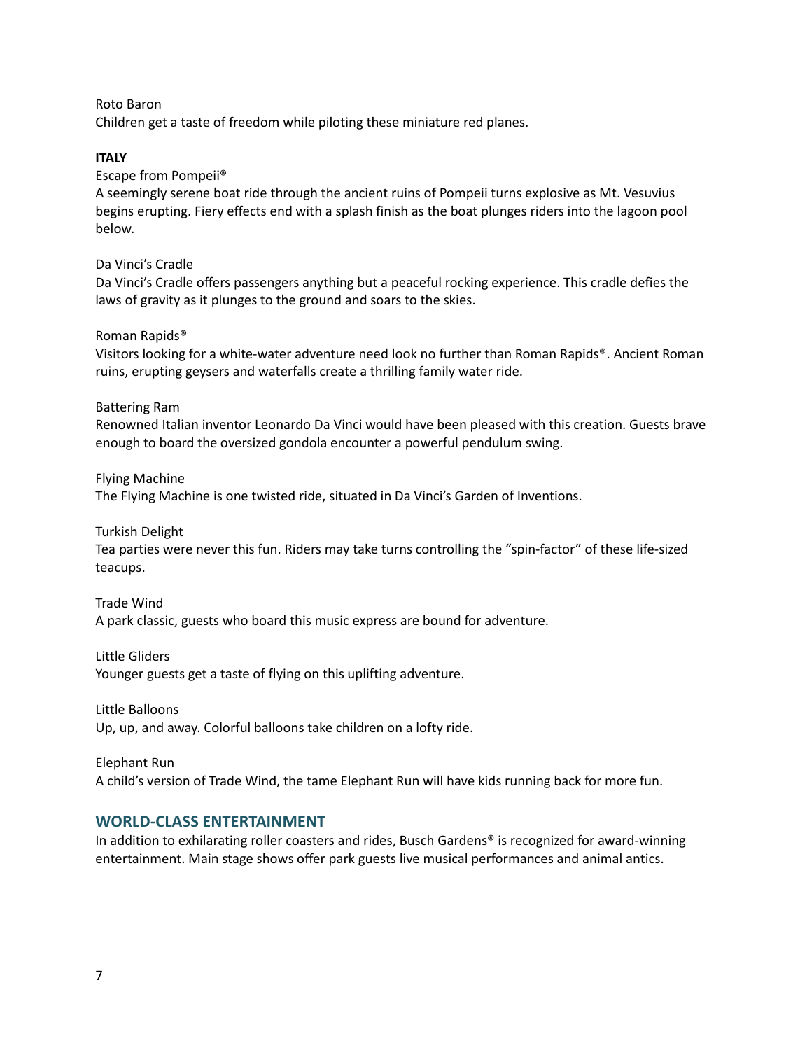Roto Baron
Children get a taste of freedom while piloting these miniature red planes.

**ITALY**

Escape from Pompeii®
A seemingly serene boat ride through the ancient ruins of Pompeii turns explosive as Mt. Vesuvius begins erupting. Fiery effects end with a splash finish as the boat plunges riders into the lagoon pool below.

Da Vinci's Cradle
Da Vinci's Cradle offers passengers anything but a peaceful rocking experience. This cradle defies the laws of gravity as it plunges to the ground and soars to the skies.

Roman Rapids®
Visitors looking for a white-water adventure need look no further than Roman Rapids®. Ancient Roman ruins, erupting geysers and waterfalls create a thrilling family water ride.

Battering Ram
Renowned Italian inventor Leonardo Da Vinci would have been pleased with this creation. Guests brave enough to board the oversized gondola encounter a powerful pendulum swing.

Flying Machine
The Flying Machine is one twisted ride, situated in Da Vinci's Garden of Inventions.

Turkish Delight
Tea parties were never this fun. Riders may take turns controlling the "spin-factor" of these life-sized teacups.

Trade Wind
A park classic, guests who board this music express are bound for adventure.

Little Gliders
Younger guests get a taste of flying on this uplifting adventure.

Little Balloons
Up, up, and away. Colorful balloons take children on a lofty ride.

Elephant Run
A child's version of Trade Wind, the tame Elephant Run will have kids running back for more fun.

## WORLD-CLASS ENTERTAINMENT

In addition to exhilarating roller coasters and rides, Busch Gardens® is recognized for award-winning entertainment. Main stage shows offer park guests live musical performances and animal antics.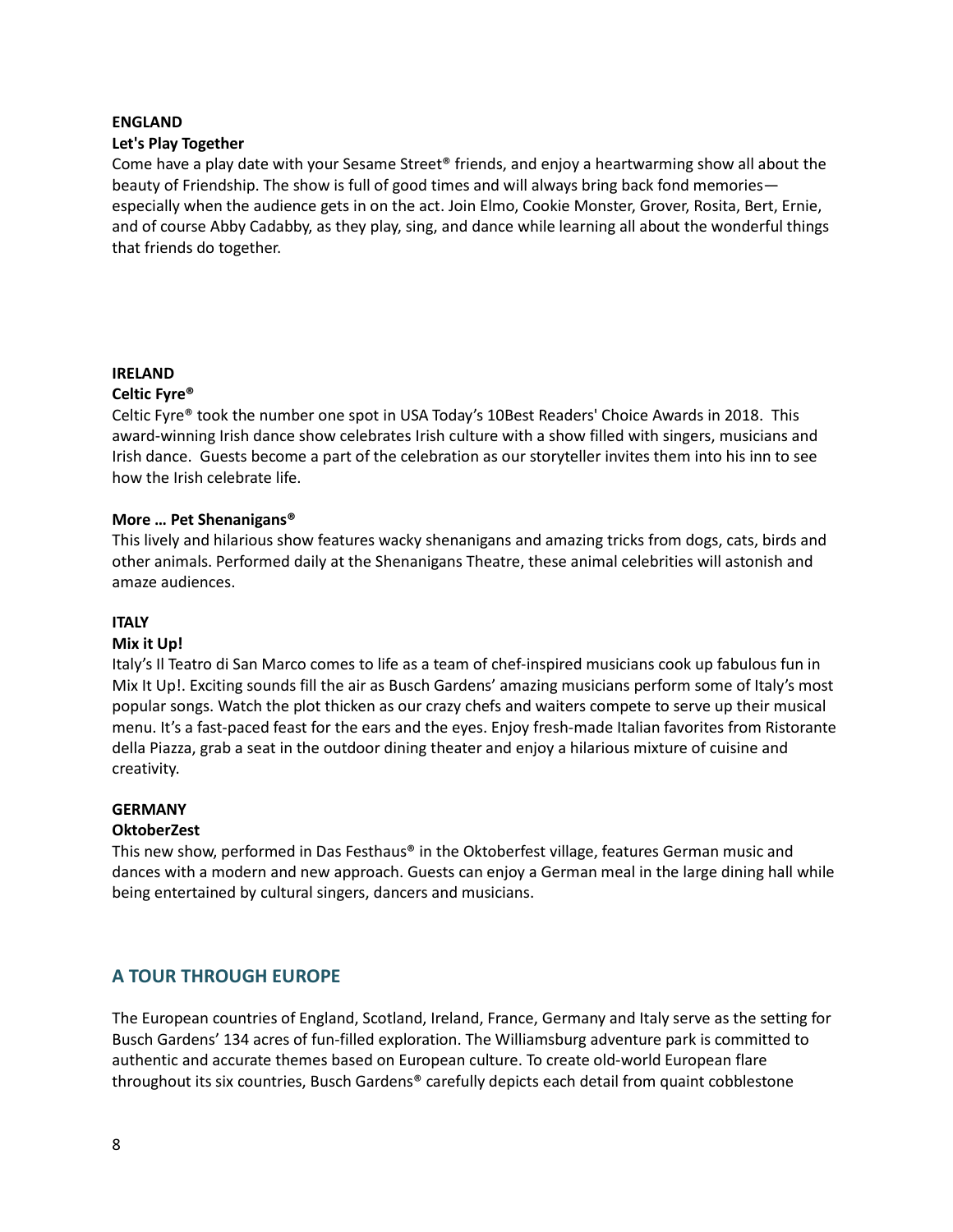**ENGLAND**

**Let's Play Together**

Come have a play date with your Sesame Street® friends, and enjoy a heartwarming show all about the beauty of Friendship. The show is full of good times and will always bring back fond memories—especially when the audience gets in on the act. Join Elmo, Cookie Monster, Grover, Rosita, Bert, Ernie, and of course Abby Cadabby, as they play, sing, and dance while learning all about the wonderful things that friends do together.

**IRELAND**

**Celtic Fyre®**

Celtic Fyre® took the number one spot in USA Today's 10Best Readers' Choice Awards in 2018. This award-winning Irish dance show celebrates Irish culture with a show filled with singers, musicians and Irish dance. Guests become a part of the celebration as our storyteller invites them into his inn to see how the Irish celebrate life.

**More … Pet Shenanigans®**

This lively and hilarious show features wacky shenanigans and amazing tricks from dogs, cats, birds and other animals. Performed daily at the Shenanigans Theatre, these animal celebrities will astonish and amaze audiences.

**ITALY**

**Mix it Up!**

Italy's Il Teatro di San Marco comes to life as a team of chef-inspired musicians cook up fabulous fun in Mix It Up!. Exciting sounds fill the air as Busch Gardens' amazing musicians perform some of Italy's most popular songs. Watch the plot thicken as our crazy chefs and waiters compete to serve up their musical menu. It's a fast-paced feast for the ears and the eyes. Enjoy fresh-made Italian favorites from Ristorante della Piazza, grab a seat in the outdoor dining theater and enjoy a hilarious mixture of cuisine and creativity.

**GERMANY**

**OktoberZest**

This new show, performed in Das Festhaus® in the Oktoberfest village, features German music and dances with a modern and new approach. Guests can enjoy a German meal in the large dining hall while being entertained by cultural singers, dancers and musicians.

## A TOUR THROUGH EUROPE

The European countries of England, Scotland, Ireland, France, Germany and Italy serve as the setting for Busch Gardens' 134 acres of fun-filled exploration. The Williamsburg adventure park is committed to authentic and accurate themes based on European culture. To create old-world European flare throughout its six countries, Busch Gardens® carefully depicts each detail from quaint cobblestone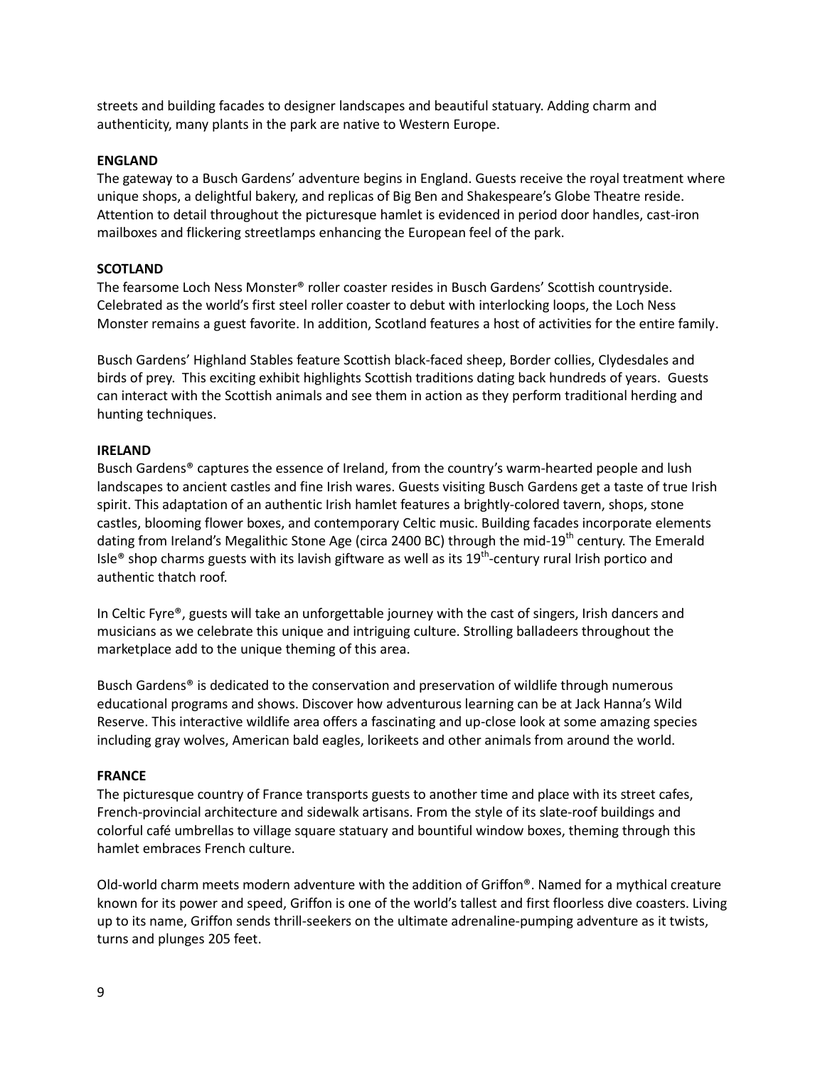streets and building facades to designer landscapes and beautiful statuary. Adding charm and authenticity, many plants in the park are native to Western Europe.

**ENGLAND**

The gateway to a Busch Gardens' adventure begins in England. Guests receive the royal treatment where unique shops, a delightful bakery, and replicas of Big Ben and Shakespeare's Globe Theatre reside. Attention to detail throughout the picturesque hamlet is evidenced in period door handles, cast-iron mailboxes and flickering streetlamps enhancing the European feel of the park.

**SCOTLAND**

The fearsome Loch Ness Monster® roller coaster resides in Busch Gardens' Scottish countryside. Celebrated as the world's first steel roller coaster to debut with interlocking loops, the Loch Ness Monster remains a guest favorite. In addition, Scotland features a host of activities for the entire family.

Busch Gardens' Highland Stables feature Scottish black-faced sheep, Border collies, Clydesdales and birds of prey. This exciting exhibit highlights Scottish traditions dating back hundreds of years. Guests can interact with the Scottish animals and see them in action as they perform traditional herding and hunting techniques.

**IRELAND**

Busch Gardens® captures the essence of Ireland, from the country's warm-hearted people and lush landscapes to ancient castles and fine Irish wares. Guests visiting Busch Gardens get a taste of true Irish spirit. This adaptation of an authentic Irish hamlet features a brightly-colored tavern, shops, stone castles, blooming flower boxes, and contemporary Celtic music. Building facades incorporate elements dating from Ireland's Megalithic Stone Age (circa 2400 BC) through the mid-19th century. The Emerald Isle® shop charms guests with its lavish giftware as well as its 19th-century rural Irish portico and authentic thatch roof.

In Celtic Fyre®, guests will take an unforgettable journey with the cast of singers, Irish dancers and musicians as we celebrate this unique and intriguing culture. Strolling balladeers throughout the marketplace add to the unique theming of this area.

Busch Gardens® is dedicated to the conservation and preservation of wildlife through numerous educational programs and shows. Discover how adventurous learning can be at Jack Hanna's Wild Reserve. This interactive wildlife area offers a fascinating and up-close look at some amazing species including gray wolves, American bald eagles, lorikeets and other animals from around the world.

**FRANCE**

The picturesque country of France transports guests to another time and place with its street cafes, French-provincial architecture and sidewalk artisans. From the style of its slate-roof buildings and colorful café umbrellas to village square statuary and bountiful window boxes, theming through this hamlet embraces French culture.

Old-world charm meets modern adventure with the addition of Griffon®. Named for a mythical creature known for its power and speed, Griffon is one of the world's tallest and first floorless dive coasters. Living up to its name, Griffon sends thrill-seekers on the ultimate adrenaline-pumping adventure as it twists, turns and plunges 205 feet.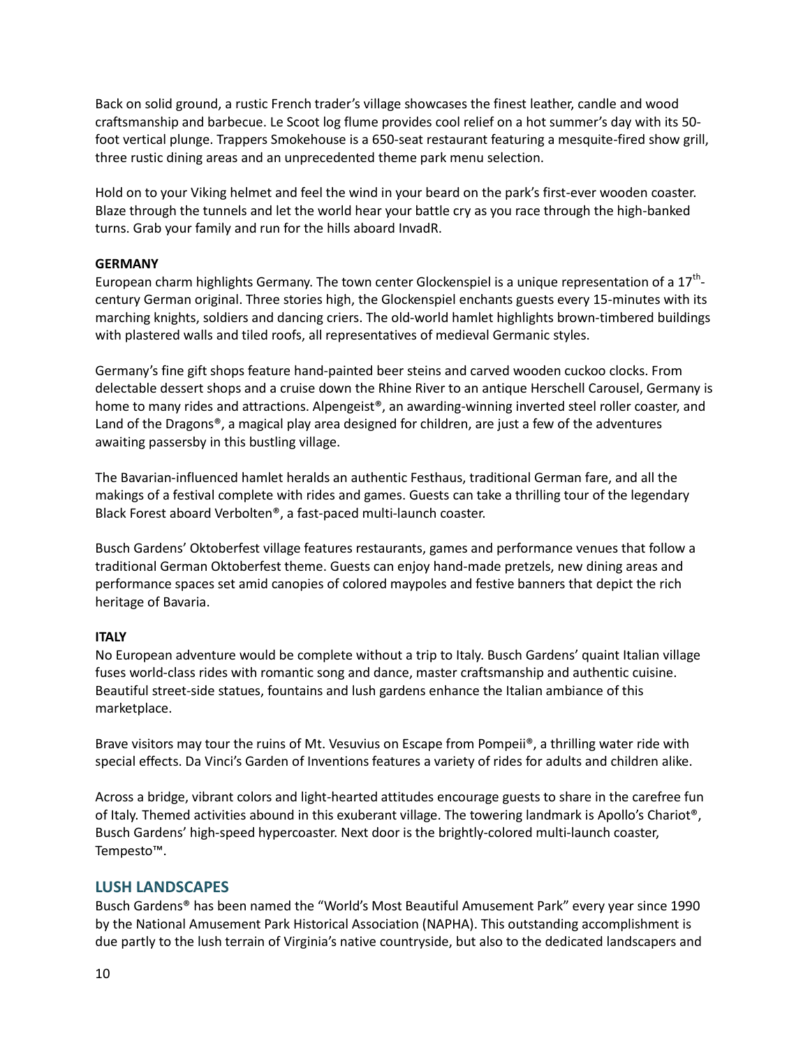Back on solid ground, a rustic French trader's village showcases the finest leather, candle and wood craftsmanship and barbecue. Le Scoot log flume provides cool relief on a hot summer's day with its 50-foot vertical plunge. Trappers Smokehouse is a 650-seat restaurant featuring a mesquite-fired show grill, three rustic dining areas and an unprecedented theme park menu selection.

Hold on to your Viking helmet and feel the wind in your beard on the park's first-ever wooden coaster. Blaze through the tunnels and let the world hear your battle cry as you race through the high-banked turns. Grab your family and run for the hills aboard InvadR.

**GERMANY**

European charm highlights Germany. The town center Glockenspiel is a unique representation of a 17$^{th}$-century German original. Three stories high, the Glockenspiel enchants guests every 15-minutes with its marching knights, soldiers and dancing criers. The old-world hamlet highlights brown-timbered buildings with plastered walls and tiled roofs, all representatives of medieval Germanic styles.

Germany's fine gift shops feature hand-painted beer steins and carved wooden cuckoo clocks. From delectable dessert shops and a cruise down the Rhine River to an antique Herschell Carousel, Germany is home to many rides and attractions. Alpengeist®, an awarding-winning inverted steel roller coaster, and Land of the Dragons®, a magical play area designed for children, are just a few of the adventures awaiting passersby in this bustling village.

The Bavarian-influenced hamlet heralds an authentic Festhaus, traditional German fare, and all the makings of a festival complete with rides and games. Guests can take a thrilling tour of the legendary Black Forest aboard Verbolten®, a fast-paced multi-launch coaster.

Busch Gardens' Oktoberfest village features restaurants, games and performance venues that follow a traditional German Oktoberfest theme. Guests can enjoy hand-made pretzels, new dining areas and performance spaces set amid canopies of colored maypoles and festive banners that depict the rich heritage of Bavaria.

**ITALY**

No European adventure would be complete without a trip to Italy. Busch Gardens' quaint Italian village fuses world-class rides with romantic song and dance, master craftsmanship and authentic cuisine. Beautiful street-side statues, fountains and lush gardens enhance the Italian ambiance of this marketplace.

Brave visitors may tour the ruins of Mt. Vesuvius on Escape from Pompeii®, a thrilling water ride with special effects. Da Vinci's Garden of Inventions features a variety of rides for adults and children alike.

Across a bridge, vibrant colors and light-hearted attitudes encourage guests to share in the carefree fun of Italy. Themed activities abound in this exuberant village. The towering landmark is Apollo's Chariot®, Busch Gardens' high-speed hypercoaster. Next door is the brightly-colored multi-launch coaster, Tempesto™.

## LUSH LANDSCAPES

Busch Gardens® has been named the "World's Most Beautiful Amusement Park" every year since 1990 by the National Amusement Park Historical Association (NAPHA). This outstanding accomplishment is due partly to the lush terrain of Virginia's native countryside, but also to the dedicated landscapers and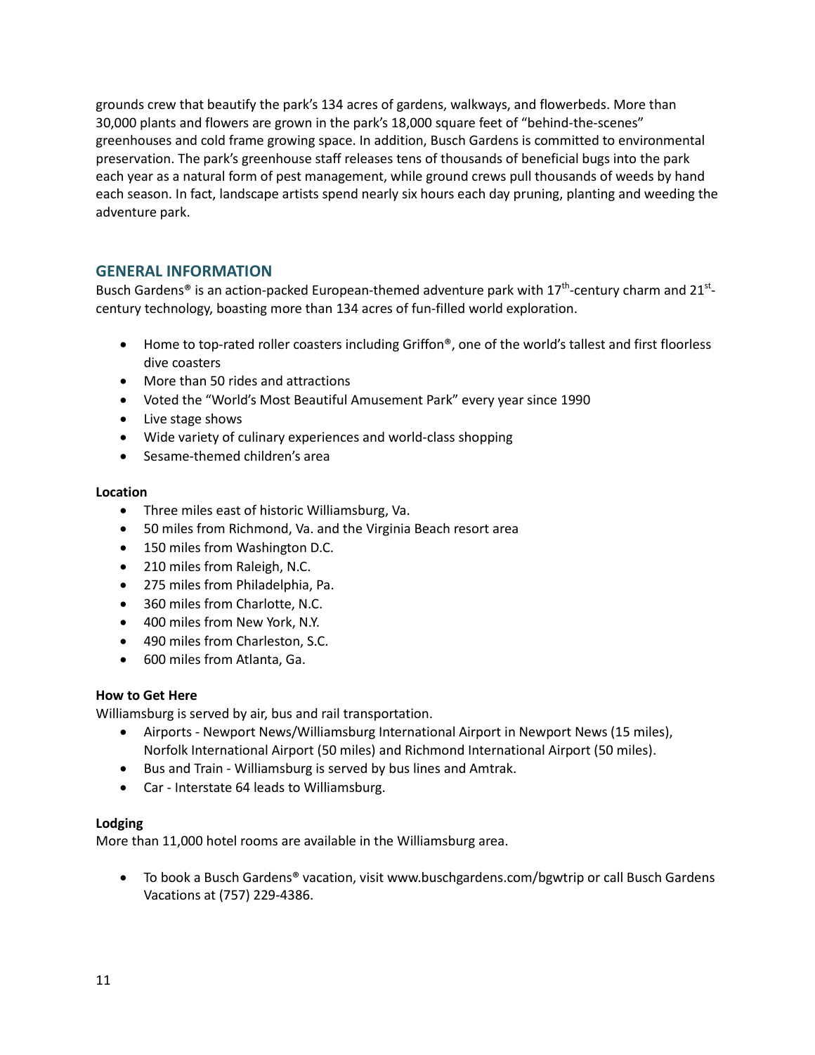grounds crew that beautify the park's 134 acres of gardens, walkways, and flowerbeds. More than 30,000 plants and flowers are grown in the park's 18,000 square feet of "behind-the-scenes" greenhouses and cold frame growing space. In addition, Busch Gardens is committed to environmental preservation. The park's greenhouse staff releases tens of thousands of beneficial bugs into the park each year as a natural form of pest management, while ground crews pull thousands of weeds by hand each season. In fact, landscape artists spend nearly six hours each day pruning, planting and weeding the adventure park.

## GENERAL INFORMATION

Busch Gardens® is an action-packed European-themed adventure park with 17th-century charm and 21st-century technology, boasting more than 134 acres of fun-filled world exploration.

- Home to top-rated roller coasters including Griffon®, one of the world's tallest and first floorless dive coasters
- More than 50 rides and attractions
- Voted the "World's Most Beautiful Amusement Park" every year since 1990
- Live stage shows
- Wide variety of culinary experiences and world-class shopping
- Sesame-themed children's area

**Location**

- Three miles east of historic Williamsburg, Va.
- 50 miles from Richmond, Va. and the Virginia Beach resort area
- 150 miles from Washington D.C.
- 210 miles from Raleigh, N.C.
- 275 miles from Philadelphia, Pa.
- 360 miles from Charlotte, N.C.
- 400 miles from New York, N.Y.
- 490 miles from Charleston, S.C.
- 600 miles from Atlanta, Ga.

**How to Get Here**

Williamsburg is served by air, bus and rail transportation.

- Airports - Newport News/Williamsburg International Airport in Newport News (15 miles), Norfolk International Airport (50 miles) and Richmond International Airport (50 miles).
- Bus and Train - Williamsburg is served by bus lines and Amtrak.
- Car - Interstate 64 leads to Williamsburg.

**Lodging**

More than 11,000 hotel rooms are available in the Williamsburg area.

- To book a Busch Gardens® vacation, visit www.buschgardens.com/bgwtrip or call Busch Gardens Vacations at (757) 229-4386.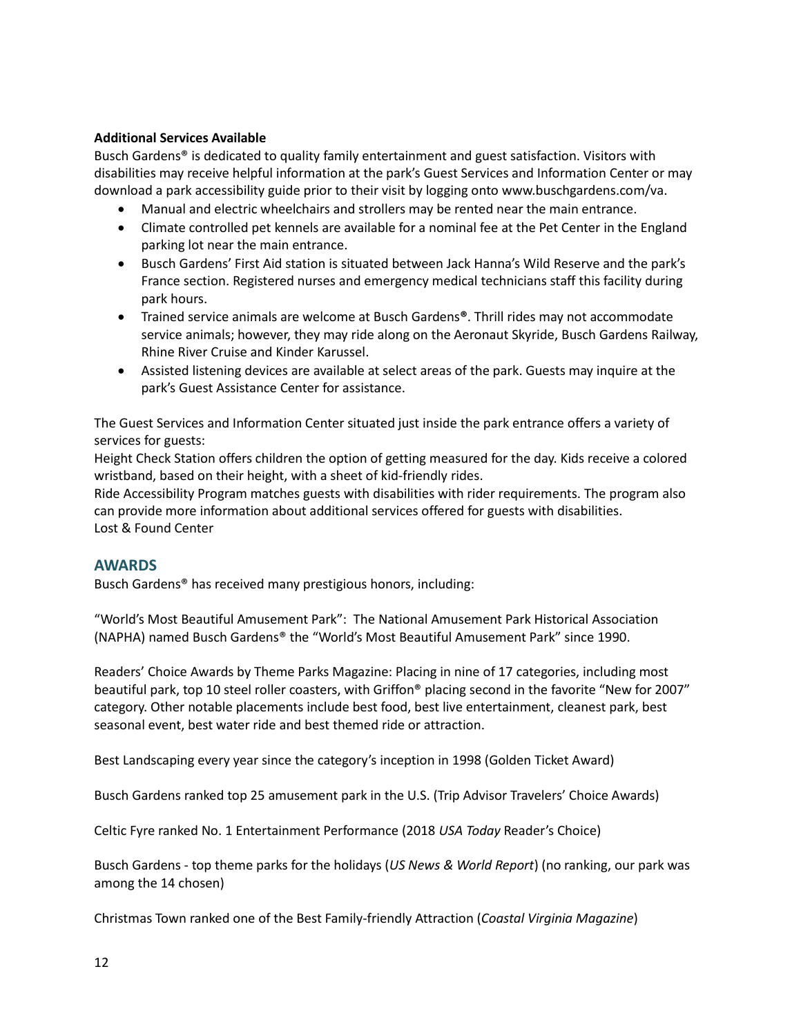**Additional Services Available**

Busch Gardens® is dedicated to quality family entertainment and guest satisfaction. Visitors with disabilities may receive helpful information at the park's Guest Services and Information Center or may download a park accessibility guide prior to their visit by logging onto www.buschgardens.com/va.

- Manual and electric wheelchairs and strollers may be rented near the main entrance.
- Climate controlled pet kennels are available for a nominal fee at the Pet Center in the England parking lot near the main entrance.
- Busch Gardens' First Aid station is situated between Jack Hanna's Wild Reserve and the park's France section. Registered nurses and emergency medical technicians staff this facility during park hours.
- Trained service animals are welcome at Busch Gardens®. Thrill rides may not accommodate service animals; however, they may ride along on the Aeronaut Skyride, Busch Gardens Railway, Rhine River Cruise and Kinder Karussel.
- Assisted listening devices are available at select areas of the park. Guests may inquire at the park's Guest Assistance Center for assistance.

The Guest Services and Information Center situated just inside the park entrance offers a variety of services for guests:
Height Check Station offers children the option of getting measured for the day. Kids receive a colored wristband, based on their height, with a sheet of kid-friendly rides.
Ride Accessibility Program matches guests with disabilities with rider requirements. The program also can provide more information about additional services offered for guests with disabilities.
Lost & Found Center

## AWARDS

Busch Gardens® has received many prestigious honors, including:

"World's Most Beautiful Amusement Park": The National Amusement Park Historical Association (NAPHA) named Busch Gardens® the "World's Most Beautiful Amusement Park" since 1990.

Readers' Choice Awards by Theme Parks Magazine: Placing in nine of 17 categories, including most beautiful park, top 10 steel roller coasters, with Griffon® placing second in the favorite "New for 2007" category. Other notable placements include best food, best live entertainment, cleanest park, best seasonal event, best water ride and best themed ride or attraction.

Best Landscaping every year since the category's inception in 1998 (Golden Ticket Award)

Busch Gardens ranked top 25 amusement park in the U.S. (Trip Advisor Travelers' Choice Awards)

Celtic Fyre ranked No. 1 Entertainment Performance (2018 *USA Today* Reader's Choice)

Busch Gardens - top theme parks for the holidays (*US News & World Report*) (no ranking, our park was among the 14 chosen)

Christmas Town ranked one of the Best Family-friendly Attraction (*Coastal Virginia Magazine*)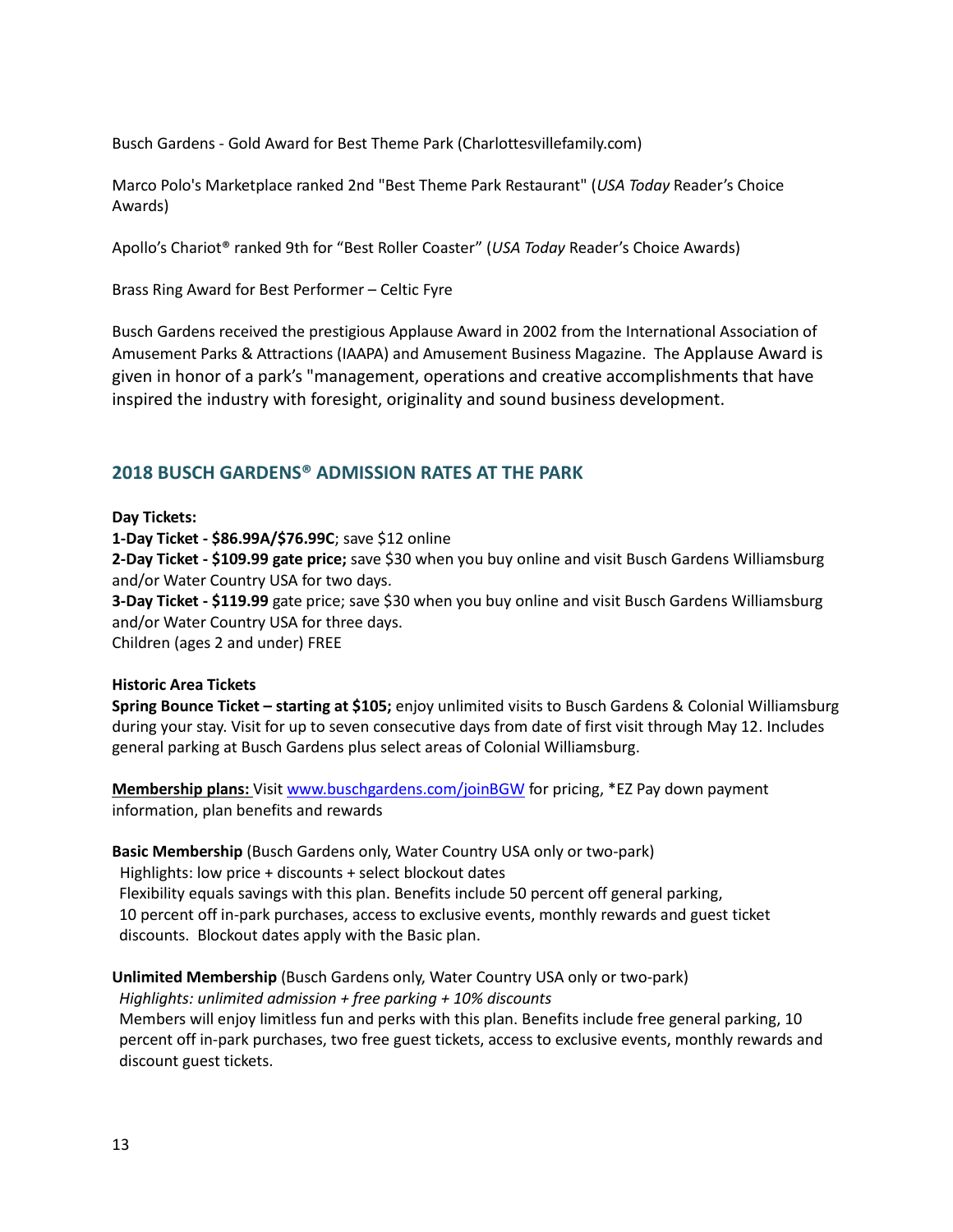Busch Gardens - Gold Award for Best Theme Park (Charlottesvillefamily.com)

Marco Polo's Marketplace ranked 2nd "Best Theme Park Restaurant" (*USA Today* Reader's Choice Awards)

Apollo's Chariot® ranked 9th for "Best Roller Coaster" (*USA Today* Reader's Choice Awards)

Brass Ring Award for Best Performer – Celtic Fyre

Busch Gardens received the prestigious Applause Award in 2002 from the International Association of Amusement Parks & Attractions (IAAPA) and Amusement Business Magazine. The Applause Award is given in honor of a park's "management, operations and creative accomplishments that have inspired the industry with foresight, originality and sound business development.

## 2018 BUSCH GARDENS® ADMISSION RATES AT THE PARK

**Day Tickets:**
**1-Day Ticket - $86.99A/$76.99C**; save $12 online
**2-Day Ticket - $109.99 gate price;** save $30 when you buy online and visit Busch Gardens Williamsburg and/or Water Country USA for two days.
**3-Day Ticket - $119.99** gate price; save $30 when you buy online and visit Busch Gardens Williamsburg and/or Water Country USA for three days.
Children (ages 2 and under) FREE

**Historic Area Tickets**
**Spring Bounce Ticket – starting at $105;** enjoy unlimited visits to Busch Gardens & Colonial Williamsburg during your stay. Visit for up to seven consecutive days from date of first visit through May 12. Includes general parking at Busch Gardens plus select areas of Colonial Williamsburg.

**Membership plans:** Visit www.buschgardens.com/joinBGW for pricing, *EZ Pay down payment information, plan benefits and rewards

**Basic Membership** (Busch Gardens only, Water Country USA only or two-park)
Highlights: low price + discounts + select blockout dates
Flexibility equals savings with this plan. Benefits include 50 percent off general parking, 10 percent off in-park purchases, access to exclusive events, monthly rewards and guest ticket discounts. Blockout dates apply with the Basic plan.

**Unlimited Membership** (Busch Gardens only, Water Country USA only or two-park)
*Highlights: unlimited admission + free parking + 10% discounts*
Members will enjoy limitless fun and perks with this plan. Benefits include free general parking, 10 percent off in-park purchases, two free guest tickets, access to exclusive events, monthly rewards and discount guest tickets.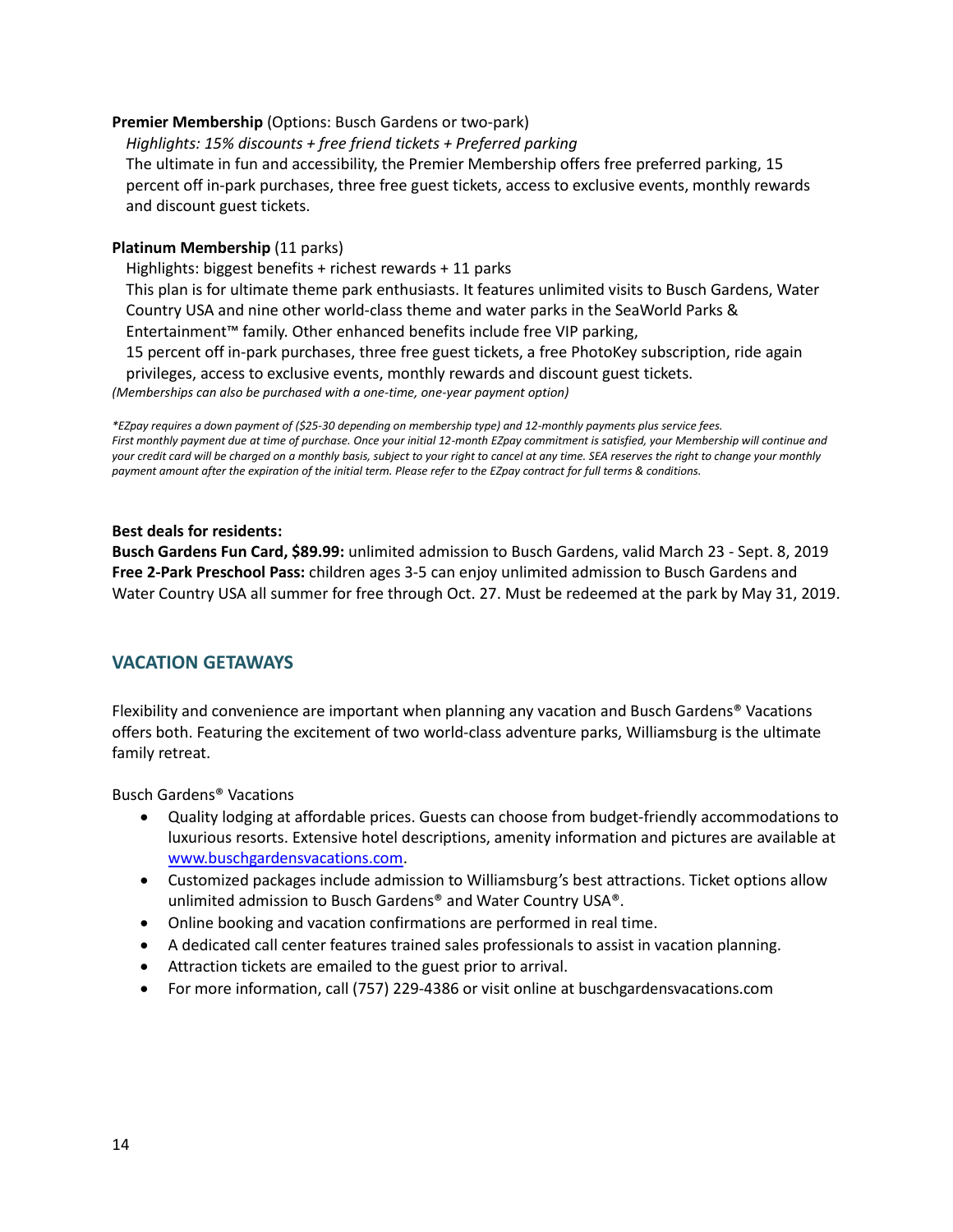**Premier Membership** (Options: Busch Gardens or two-park)

*Highlights: 15% discounts + free friend tickets + Preferred parking*

The ultimate in fun and accessibility, the Premier Membership offers free preferred parking, 15 percent off in-park purchases, three free guest tickets, access to exclusive events, monthly rewards and discount guest tickets.

**Platinum Membership** (11 parks)

Highlights: biggest benefits + richest rewards + 11 parks

This plan is for ultimate theme park enthusiasts. It features unlimited visits to Busch Gardens, Water Country USA and nine other world-class theme and water parks in the SeaWorld Parks & Entertainment™ family. Other enhanced benefits include free VIP parking, 15 percent off in-park purchases, three free guest tickets, a free PhotoKey subscription, ride again privileges, access to exclusive events, monthly rewards and discount guest tickets.

*(Memberships can also be purchased with a one-time, one-year payment option)*

*\*EZpay requires a down payment of ($25-30 depending on membership type) and 12-monthly payments plus service fees. First monthly payment due at time of purchase. Once your initial 12-month EZpay commitment is satisfied, your Membership will continue and your credit card will be charged on a monthly basis, subject to your right to cancel at any time. SEA reserves the right to change your monthly payment amount after the expiration of the initial term. Please refer to the EZpay contract for full terms & conditions.*

**Best deals for residents:**

**Busch Gardens Fun Card, $89.99:** unlimited admission to Busch Gardens, valid March 23 - Sept. 8, 2019

**Free 2-Park Preschool Pass:** children ages 3-5 can enjoy unlimited admission to Busch Gardens and Water Country USA all summer for free through Oct. 27. Must be redeemed at the park by May 31, 2019.

## VACATION GETAWAYS

Flexibility and convenience are important when planning any vacation and Busch Gardens® Vacations offers both. Featuring the excitement of two world-class adventure parks, Williamsburg is the ultimate family retreat.

Busch Gardens® Vacations

- Quality lodging at affordable prices. Guests can choose from budget-friendly accommodations to luxurious resorts. Extensive hotel descriptions, amenity information and pictures are available at [www.buschgardensvacations.com](www.buschgardensvacations.com).
- Customized packages include admission to Williamsburg's best attractions. Ticket options allow unlimited admission to Busch Gardens® and Water Country USA®.
- Online booking and vacation confirmations are performed in real time.
- A dedicated call center features trained sales professionals to assist in vacation planning.
- Attraction tickets are emailed to the guest prior to arrival.
- For more information, call (757) 229-4386 or visit online at buschgardensvacations.com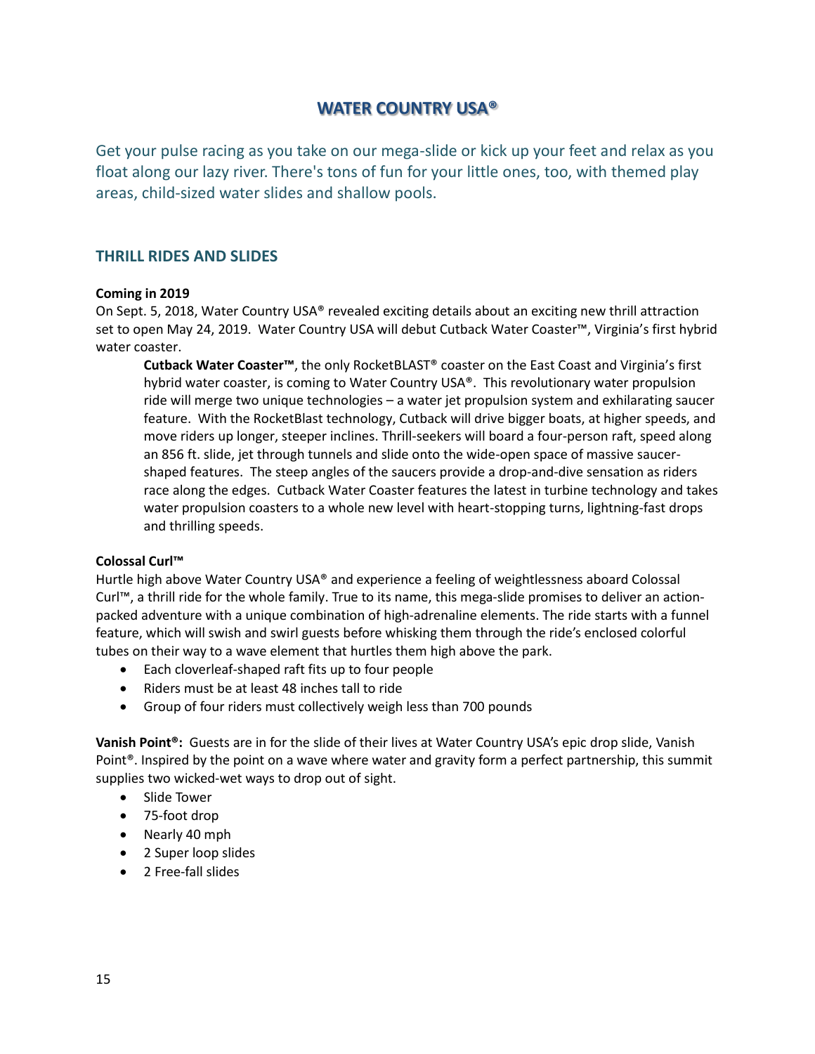# WATER COUNTRY USA®

Get your pulse racing as you take on our mega-slide or kick up your feet and relax as you float along our lazy river. There's tons of fun for your little ones, too, with themed play areas, child-sized water slides and shallow pools.

## THRILL RIDES AND SLIDES

**Coming in 2019**

On Sept. 5, 2018, Water Country USA® revealed exciting details about an exciting new thrill attraction set to open May 24, 2019. Water Country USA will debut Cutback Water Coaster™, Virginia's first hybrid water coaster.

> **Cutback Water Coaster™**, the only RocketBLAST® coaster on the East Coast and Virginia's first hybrid water coaster, is coming to Water Country USA®. This revolutionary water propulsion ride will merge two unique technologies – a water jet propulsion system and exhilarating saucer feature. With the RocketBlast technology, Cutback will drive bigger boats, at higher speeds, and move riders up longer, steeper inclines. Thrill-seekers will board a four-person raft, speed along an 856 ft. slide, jet through tunnels and slide onto the wide-open space of massive saucer-shaped features. The steep angles of the saucers provide a drop-and-dive sensation as riders race along the edges. Cutback Water Coaster features the latest in turbine technology and takes water propulsion coasters to a whole new level with heart-stopping turns, lightning-fast drops and thrilling speeds.

**Colossal Curl™**

Hurtle high above Water Country USA® and experience a feeling of weightlessness aboard Colossal Curl™, a thrill ride for the whole family. True to its name, this mega-slide promises to deliver an action-packed adventure with a unique combination of high-adrenaline elements. The ride starts with a funnel feature, which will swish and swirl guests before whisking them through the ride's enclosed colorful tubes on their way to a wave element that hurtles them high above the park.

- Each cloverleaf-shaped raft fits up to four people
- Riders must be at least 48 inches tall to ride
- Group of four riders must collectively weigh less than 700 pounds

**Vanish Point®:** Guests are in for the slide of their lives at Water Country USA's epic drop slide, Vanish Point®. Inspired by the point on a wave where water and gravity form a perfect partnership, this summit supplies two wicked-wet ways to drop out of sight.

- Slide Tower
- 75-foot drop
- Nearly 40 mph
- 2 Super loop slides
- 2 Free-fall slides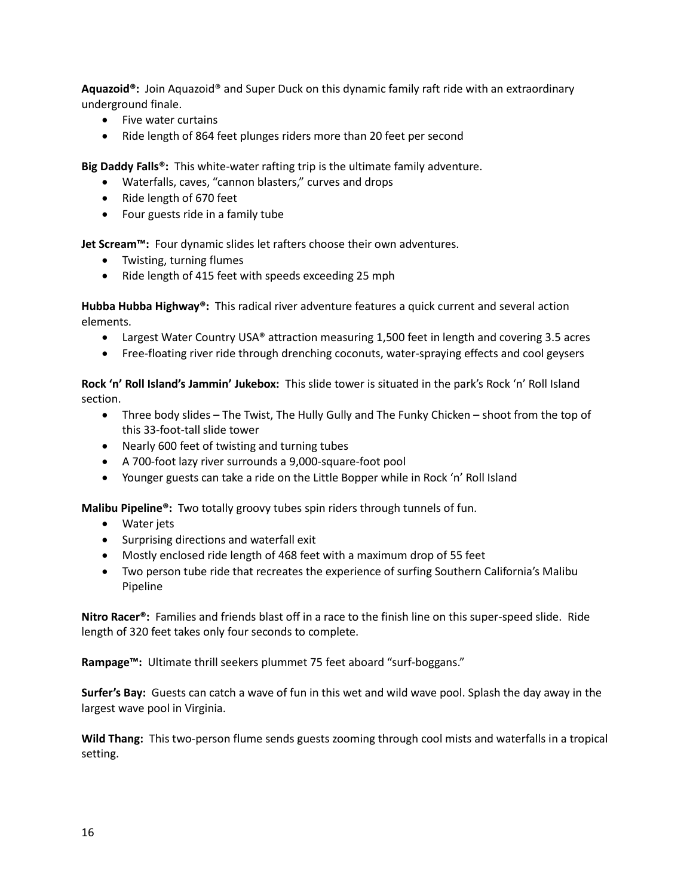**Aquazoid®:** Join Aquazoid® and Super Duck on this dynamic family raft ride with an extraordinary underground finale.

- Five water curtains
- Ride length of 864 feet plunges riders more than 20 feet per second

**Big Daddy Falls®:** This white-water rafting trip is the ultimate family adventure.

- Waterfalls, caves, "cannon blasters," curves and drops
- Ride length of 670 feet
- Four guests ride in a family tube

**Jet Scream™:** Four dynamic slides let rafters choose their own adventures.

- Twisting, turning flumes
- Ride length of 415 feet with speeds exceeding 25 mph

**Hubba Hubba Highway®:** This radical river adventure features a quick current and several action elements.

- Largest Water Country USA® attraction measuring 1,500 feet in length and covering 3.5 acres
- Free-floating river ride through drenching coconuts, water-spraying effects and cool geysers

**Rock 'n' Roll Island's Jammin' Jukebox:** This slide tower is situated in the park's Rock 'n' Roll Island section.

- Three body slides – The Twist, The Hully Gully and The Funky Chicken – shoot from the top of this 33-foot-tall slide tower
- Nearly 600 feet of twisting and turning tubes
- A 700-foot lazy river surrounds a 9,000-square-foot pool
- Younger guests can take a ride on the Little Bopper while in Rock 'n' Roll Island

**Malibu Pipeline®:** Two totally groovy tubes spin riders through tunnels of fun.

- Water jets
- Surprising directions and waterfall exit
- Mostly enclosed ride length of 468 feet with a maximum drop of 55 feet
- Two person tube ride that recreates the experience of surfing Southern California's Malibu Pipeline

**Nitro Racer®:** Families and friends blast off in a race to the finish line on this super-speed slide. Ride length of 320 feet takes only four seconds to complete.

**Rampage™:** Ultimate thrill seekers plummet 75 feet aboard "surf-boggans."

**Surfer's Bay:** Guests can catch a wave of fun in this wet and wild wave pool. Splash the day away in the largest wave pool in Virginia.

**Wild Thang:** This two-person flume sends guests zooming through cool mists and waterfalls in a tropical setting.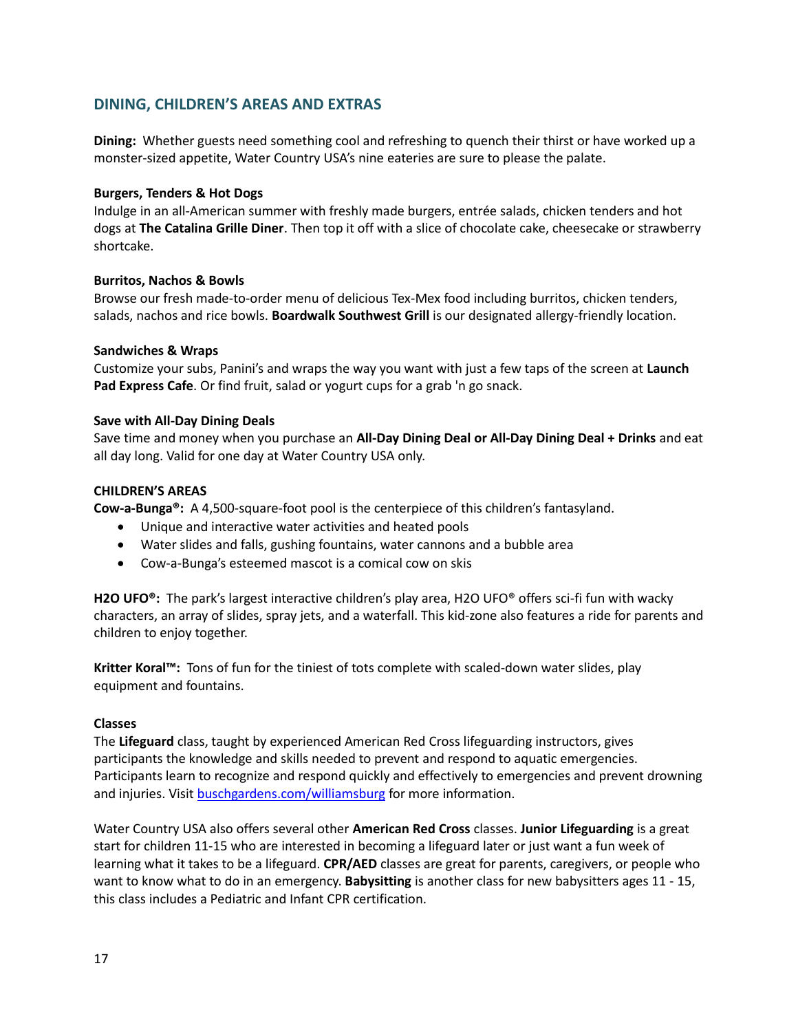## DINING, CHILDREN'S AREAS AND EXTRAS

**Dining:** Whether guests need something cool and refreshing to quench their thirst or have worked up a monster-sized appetite, Water Country USA's nine eateries are sure to please the palate.

**Burgers, Tenders & Hot Dogs**
Indulge in an all-American summer with freshly made burgers, entrée salads, chicken tenders and hot dogs at **The Catalina Grille Diner**. Then top it off with a slice of chocolate cake, cheesecake or strawberry shortcake.

**Burritos, Nachos & Bowls**
Browse our fresh made-to-order menu of delicious Tex-Mex food including burritos, chicken tenders, salads, nachos and rice bowls. **Boardwalk Southwest Grill** is our designated allergy-friendly location.

**Sandwiches & Wraps**
Customize your subs, Panini's and wraps the way you want with just a few taps of the screen at **Launch Pad Express Cafe**. Or find fruit, salad or yogurt cups for a grab 'n go snack.

**Save with All-Day Dining Deals**
Save time and money when you purchase an **All-Day Dining Deal or All-Day Dining Deal + Drinks** and eat all day long. Valid for one day at Water Country USA only.

**CHILDREN'S AREAS**
**Cow-a-Bunga®:** A 4,500-square-foot pool is the centerpiece of this children's fantasyland.

- Unique and interactive water activities and heated pools
- Water slides and falls, gushing fountains, water cannons and a bubble area
- Cow-a-Bunga's esteemed mascot is a comical cow on skis

**H2O UFO®:** The park's largest interactive children's play area, H2O UFO® offers sci-fi fun with wacky characters, an array of slides, spray jets, and a waterfall. This kid-zone also features a ride for parents and children to enjoy together.

**Kritter Koral™:** Tons of fun for the tiniest of tots complete with scaled-down water slides, play equipment and fountains.

**Classes**
The **Lifeguard** class, taught by experienced American Red Cross lifeguarding instructors, gives participants the knowledge and skills needed to prevent and respond to aquatic emergencies. Participants learn to recognize and respond quickly and effectively to emergencies and prevent drowning and injuries. Visit [buschgardens.com/williamsburg](buschgardens.com/williamsburg) for more information.

Water Country USA also offers several other **American Red Cross** classes. **Junior Lifeguarding** is a great start for children 11-15 who are interested in becoming a lifeguard later or just want a fun week of learning what it takes to be a lifeguard. **CPR/AED** classes are great for parents, caregivers, or people who want to know what to do in an emergency. **Babysitting** is another class for new babysitters ages 11 - 15, this class includes a Pediatric and Infant CPR certification.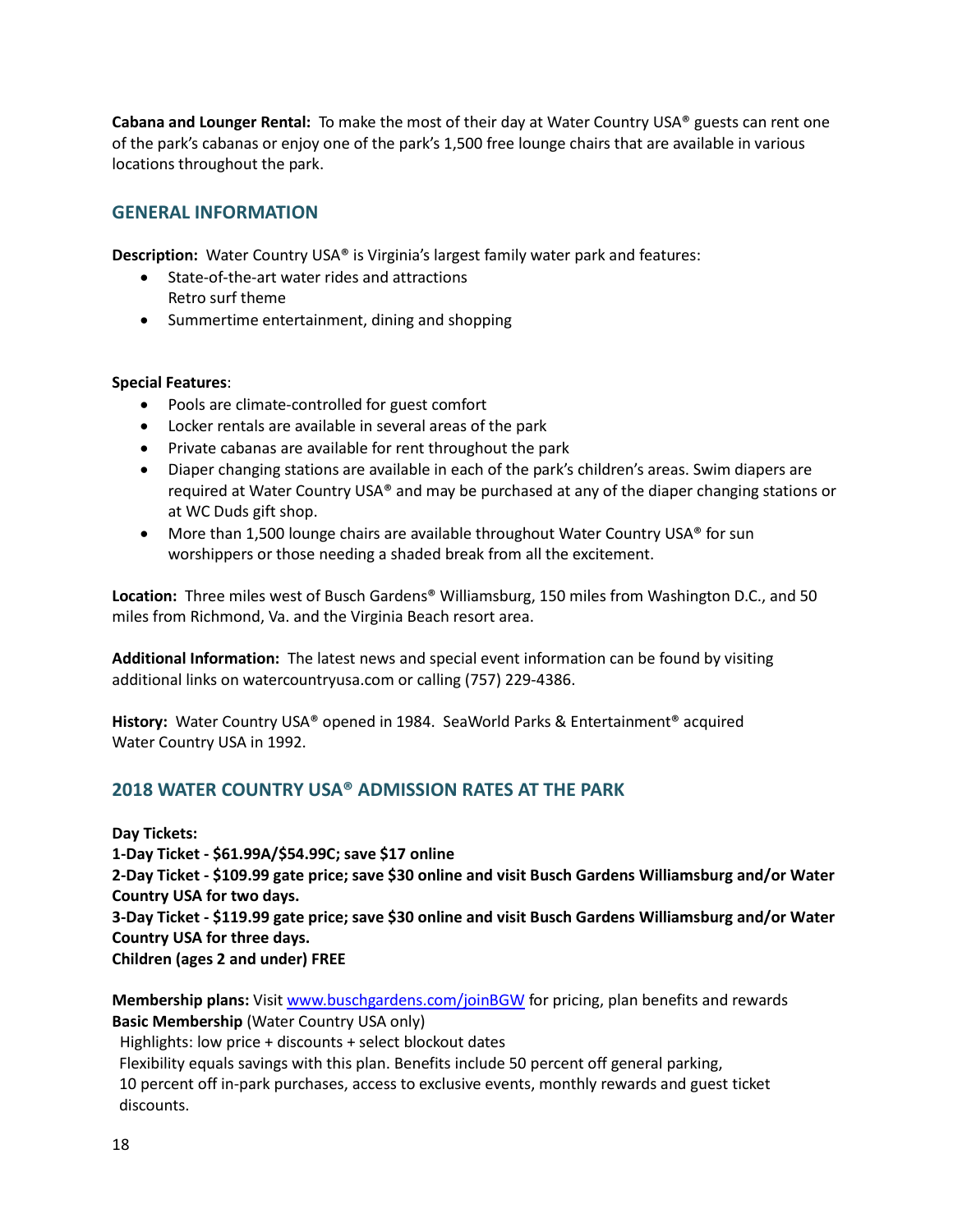**Cabana and Lounger Rental:** To make the most of their day at Water Country USA® guests can rent one of the park's cabanas or enjoy one of the park's 1,500 free lounge chairs that are available in various locations throughout the park.

## GENERAL INFORMATION

**Description:** Water Country USA® is Virginia's largest family water park and features:

- State-of-the-art water rides and attractions
  Retro surf theme
- Summertime entertainment, dining and shopping

**Special Features**:

- Pools are climate-controlled for guest comfort
- Locker rentals are available in several areas of the park
- Private cabanas are available for rent throughout the park
- Diaper changing stations are available in each of the park's children's areas. Swim diapers are required at Water Country USA® and may be purchased at any of the diaper changing stations or at WC Duds gift shop.
- More than 1,500 lounge chairs are available throughout Water Country USA® for sun worshippers or those needing a shaded break from all the excitement.

**Location:** Three miles west of Busch Gardens® Williamsburg, 150 miles from Washington D.C., and 50 miles from Richmond, Va. and the Virginia Beach resort area.

**Additional Information:** The latest news and special event information can be found by visiting additional links on watercountryusa.com or calling (757) 229-4386.

**History:** Water Country USA® opened in 1984. SeaWorld Parks & Entertainment® acquired Water Country USA in 1992.

## 2018 WATER COUNTRY USA® ADMISSION RATES AT THE PARK

**Day Tickets:**
**1-Day Ticket - $61.99A/$54.99C; save $17 online**
**2-Day Ticket - $109.99 gate price; save $30 online and visit Busch Gardens Williamsburg and/or Water Country USA for two days.**
**3-Day Ticket - $119.99 gate price; save $30 online and visit Busch Gardens Williamsburg and/or Water Country USA for three days.**
**Children (ages 2 and under) FREE**

**Membership plans:** Visit [www.buschgardens.com/joinBGW](www.buschgardens.com/joinBGW) for pricing, plan benefits and rewards
**Basic Membership** (Water Country USA only)
Highlights: low price + discounts + select blockout dates
Flexibility equals savings with this plan. Benefits include 50 percent off general parking, 10 percent off in-park purchases, access to exclusive events, monthly rewards and guest ticket discounts.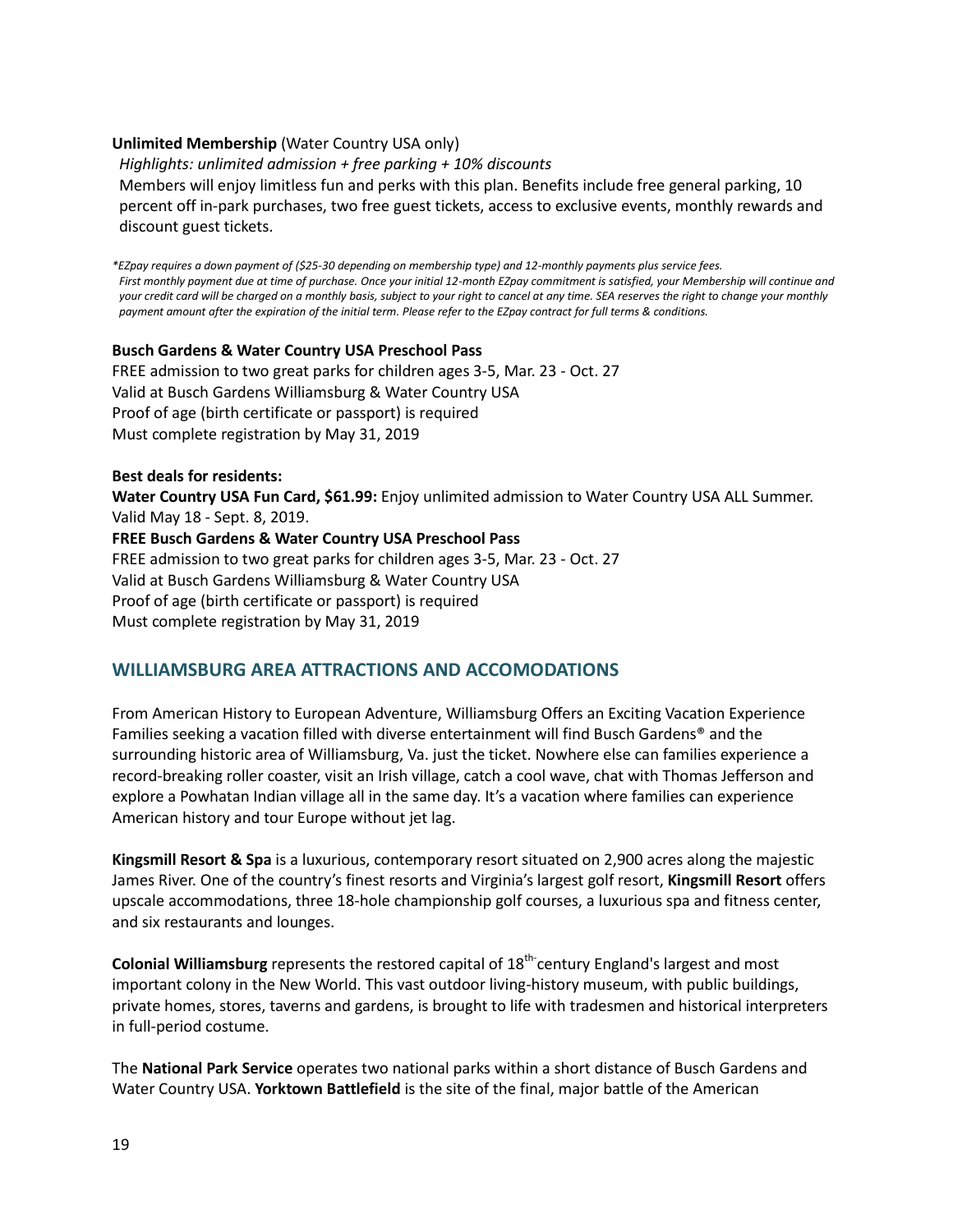**Unlimited Membership** (Water Country USA only)

*Highlights: unlimited admission + free parking + 10% discounts*

Members will enjoy limitless fun and perks with this plan. Benefits include free general parking, 10 percent off in-park purchases, two free guest tickets, access to exclusive events, monthly rewards and discount guest tickets.

*\*EZpay requires a down payment of ($25-30 depending on membership type) and 12-monthly payments plus service fees. First monthly payment due at time of purchase. Once your initial 12-month EZpay commitment is satisfied, your Membership will continue and your credit card will be charged on a monthly basis, subject to your right to cancel at any time. SEA reserves the right to change your monthly payment amount after the expiration of the initial term. Please refer to the EZpay contract for full terms & conditions.*

**Busch Gardens & Water Country USA Preschool Pass**

FREE admission to two great parks for children ages 3-5, Mar. 23 - Oct. 27
Valid at Busch Gardens Williamsburg & Water Country USA
Proof of age (birth certificate or passport) is required
Must complete registration by May 31, 2019

**Best deals for residents:**

**Water Country USA Fun Card, $61.99:** Enjoy unlimited admission to Water Country USA ALL Summer. Valid May 18 - Sept. 8, 2019.

**FREE Busch Gardens & Water Country USA Preschool Pass**

FREE admission to two great parks for children ages 3-5, Mar. 23 - Oct. 27
Valid at Busch Gardens Williamsburg & Water Country USA
Proof of age (birth certificate or passport) is required
Must complete registration by May 31, 2019

## WILLIAMSBURG AREA ATTRACTIONS AND ACCOMODATIONS

From American History to European Adventure, Williamsburg Offers an Exciting Vacation Experience Families seeking a vacation filled with diverse entertainment will find Busch Gardens® and the surrounding historic area of Williamsburg, Va. just the ticket. Nowhere else can families experience a record-breaking roller coaster, visit an Irish village, catch a cool wave, chat with Thomas Jefferson and explore a Powhatan Indian village all in the same day. It's a vacation where families can experience American history and tour Europe without jet lag.

**Kingsmill Resort & Spa** is a luxurious, contemporary resort situated on 2,900 acres along the majestic James River. One of the country's finest resorts and Virginia's largest golf resort, **Kingsmill Resort** offers upscale accommodations, three 18-hole championship golf courses, a luxurious spa and fitness center, and six restaurants and lounges.

**Colonial Williamsburg** represents the restored capital of 18th-century England's largest and most important colony in the New World. This vast outdoor living-history museum, with public buildings, private homes, stores, taverns and gardens, is brought to life with tradesmen and historical interpreters in full-period costume.

The **National Park Service** operates two national parks within a short distance of Busch Gardens and Water Country USA. **Yorktown Battlefield** is the site of the final, major battle of the American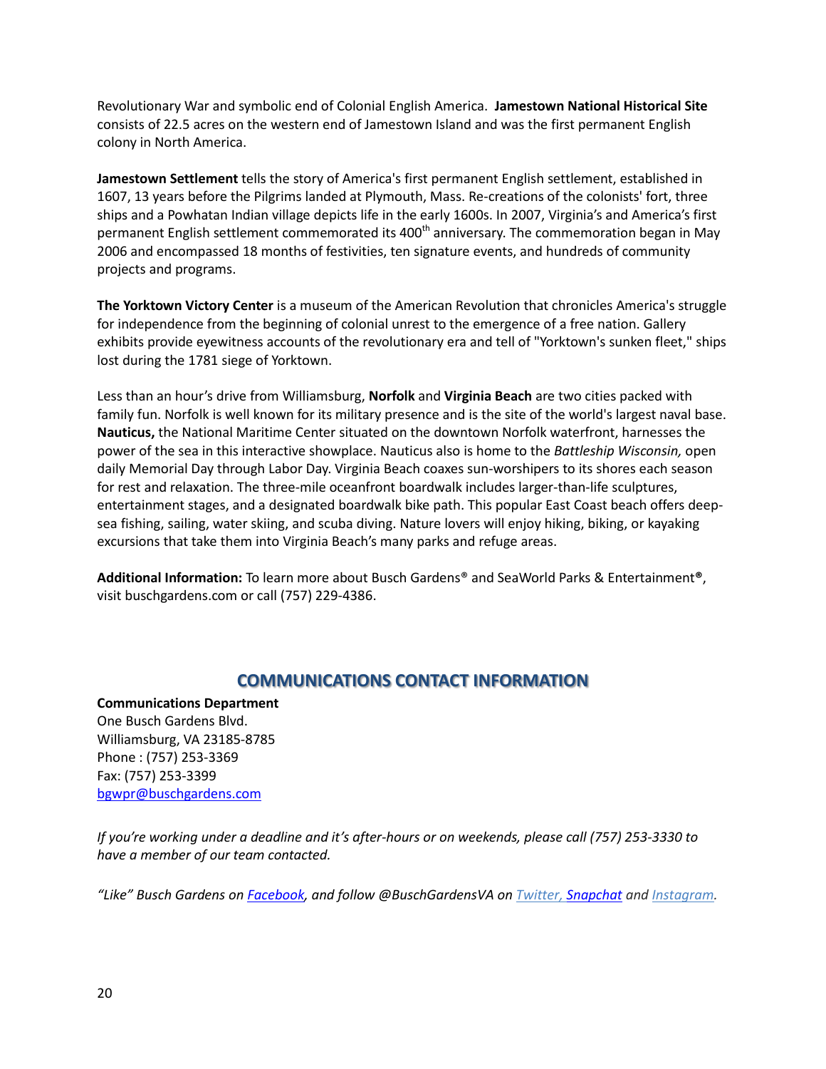Revolutionary War and symbolic end of Colonial English America. **Jamestown National Historical Site** consists of 22.5 acres on the western end of Jamestown Island and was the first permanent English colony in North America.

**Jamestown Settlement** tells the story of America's first permanent English settlement, established in 1607, 13 years before the Pilgrims landed at Plymouth, Mass. Re-creations of the colonists' fort, three ships and a Powhatan Indian village depicts life in the early 1600s. In 2007, Virginia's and America's first permanent English settlement commemorated its 400th anniversary. The commemoration began in May 2006 and encompassed 18 months of festivities, ten signature events, and hundreds of community projects and programs.

**The Yorktown Victory Center** is a museum of the American Revolution that chronicles America's struggle for independence from the beginning of colonial unrest to the emergence of a free nation. Gallery exhibits provide eyewitness accounts of the revolutionary era and tell of "Yorktown's sunken fleet," ships lost during the 1781 siege of Yorktown.

Less than an hour's drive from Williamsburg, **Norfolk** and **Virginia Beach** are two cities packed with family fun. Norfolk is well known for its military presence and is the site of the world's largest naval base. **Nauticus,** the National Maritime Center situated on the downtown Norfolk waterfront, harnesses the power of the sea in this interactive showplace. Nauticus also is home to the *Battleship Wisconsin,* open daily Memorial Day through Labor Day. Virginia Beach coaxes sun-worshipers to its shores each season for rest and relaxation. The three-mile oceanfront boardwalk includes larger-than-life sculptures, entertainment stages, and a designated boardwalk bike path. This popular East Coast beach offers deep-sea fishing, sailing, water skiing, and scuba diving. Nature lovers will enjoy hiking, biking, or kayaking excursions that take them into Virginia Beach's many parks and refuge areas.

**Additional Information:** To learn more about Busch Gardens® and SeaWorld Parks & Entertainment®, visit buschgardens.com or call (757) 229-4386.

## COMMUNICATIONS CONTACT INFORMATION

**Communications Department**
One Busch Gardens Blvd.
Williamsburg, VA 23185-8785
Phone : (757) 253-3369
Fax: (757) 253-3399
bgwpr@buschgardens.com

*If you're working under a deadline and it's after-hours or on weekends, please call (757) 253-3330 to have a member of our team contacted.*

*"Like" Busch Gardens on Facebook, and follow @BuschGardensVA on Twitter, Snapchat and Instagram.*